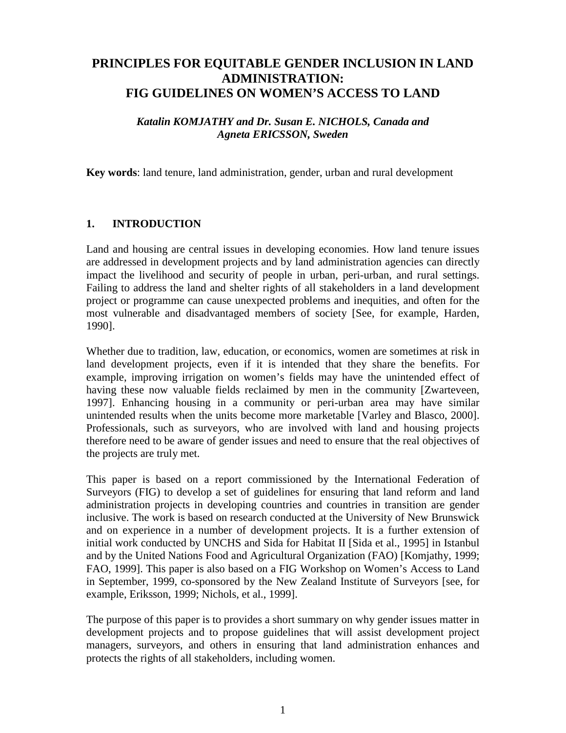# PRINCIPLES FOR EQUITABLE GENDER INCLUSION IN LAND ADMINISTRATION: FIG GUIDELINES ON WOMEN'S ACCESS TO LAND

***Katalin KOMJATHY and Dr. Susan E. NICHOLS, Canada and Agneta ERICSSON, Sweden***

**Key words**: land tenure, land administration, gender, urban and rural development

## 1. INTRODUCTION

Land and housing are central issues in developing economies. How land tenure issues are addressed in development projects and by land administration agencies can directly impact the livelihood and security of people in urban, peri-urban, and rural settings. Failing to address the land and shelter rights of all stakeholders in a land development project or programme can cause unexpected problems and inequities, and often for the most vulnerable and disadvantaged members of society [See, for example, Harden, 1990].

Whether due to tradition, law, education, or economics, women are sometimes at risk in land development projects, even if it is intended that they share the benefits. For example, improving irrigation on women's fields may have the unintended effect of having these now valuable fields reclaimed by men in the community [Zwarteveen, 1997]. Enhancing housing in a community or peri-urban area may have similar unintended results when the units become more marketable [Varley and Blasco, 2000]. Professionals, such as surveyors, who are involved with land and housing projects therefore need to be aware of gender issues and need to ensure that the real objectives of the projects are truly met.

This paper is based on a report commissioned by the International Federation of Surveyors (FIG) to develop a set of guidelines for ensuring that land reform and land administration projects in developing countries and countries in transition are gender inclusive. The work is based on research conducted at the University of New Brunswick and on experience in a number of development projects. It is a further extension of initial work conducted by UNCHS and Sida for Habitat II [Sida et al., 1995] in Istanbul and by the United Nations Food and Agricultural Organization (FAO) [Komjathy, 1999; FAO, 1999]. This paper is also based on a FIG Workshop on Women's Access to Land in September, 1999, co-sponsored by the New Zealand Institute of Surveyors [see, for example, Eriksson, 1999; Nichols, et al., 1999].

The purpose of this paper is to provides a short summary on why gender issues matter in development projects and to propose guidelines that will assist development project managers, surveyors, and others in ensuring that land administration enhances and protects the rights of all stakeholders, including women.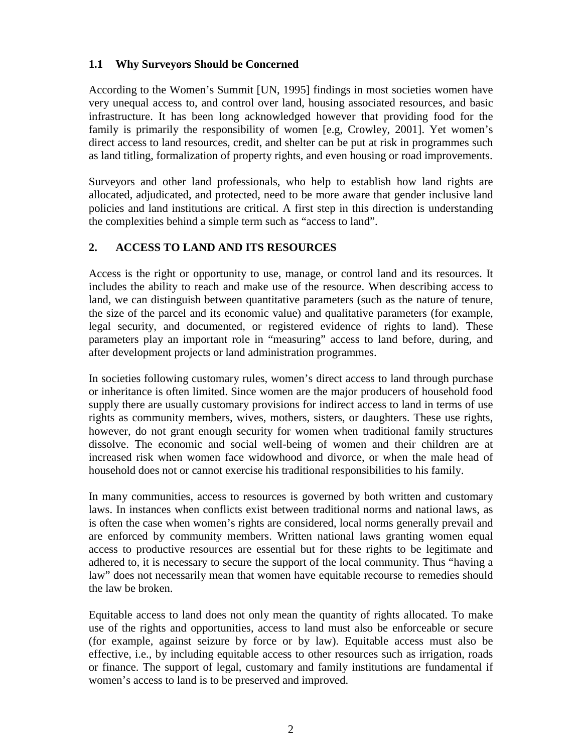### 1.1 Why Surveyors Should be Concerned

According to the Women's Summit [UN, 1995] findings in most societies women have very unequal access to, and control over land, housing associated resources, and basic infrastructure. It has been long acknowledged however that providing food for the family is primarily the responsibility of women [e.g, Crowley, 2001]. Yet women's direct access to land resources, credit, and shelter can be put at risk in programmes such as land titling, formalization of property rights, and even housing or road improvements.

Surveyors and other land professionals, who help to establish how land rights are allocated, adjudicated, and protected, need to be more aware that gender inclusive land policies and land institutions are critical. A first step in this direction is understanding the complexities behind a simple term such as "access to land".

## 2. ACCESS TO LAND AND ITS RESOURCES

Access is the right or opportunity to use, manage, or control land and its resources. It includes the ability to reach and make use of the resource. When describing access to land, we can distinguish between quantitative parameters (such as the nature of tenure, the size of the parcel and its economic value) and qualitative parameters (for example, legal security, and documented, or registered evidence of rights to land). These parameters play an important role in "measuring" access to land before, during, and after development projects or land administration programmes.

In societies following customary rules, women's direct access to land through purchase or inheritance is often limited. Since women are the major producers of household food supply there are usually customary provisions for indirect access to land in terms of use rights as community members, wives, mothers, sisters, or daughters. These use rights, however, do not grant enough security for women when traditional family structures dissolve. The economic and social well-being of women and their children are at increased risk when women face widowhood and divorce, or when the male head of household does not or cannot exercise his traditional responsibilities to his family.

In many communities, access to resources is governed by both written and customary laws. In instances when conflicts exist between traditional norms and national laws, as is often the case when women's rights are considered, local norms generally prevail and are enforced by community members. Written national laws granting women equal access to productive resources are essential but for these rights to be legitimate and adhered to, it is necessary to secure the support of the local community. Thus "having a law" does not necessarily mean that women have equitable recourse to remedies should the law be broken.

Equitable access to land does not only mean the quantity of rights allocated. To make use of the rights and opportunities, access to land must also be enforceable or secure (for example, against seizure by force or by law). Equitable access must also be effective, i.e., by including equitable access to other resources such as irrigation, roads or finance. The support of legal, customary and family institutions are fundamental if women's access to land is to be preserved and improved.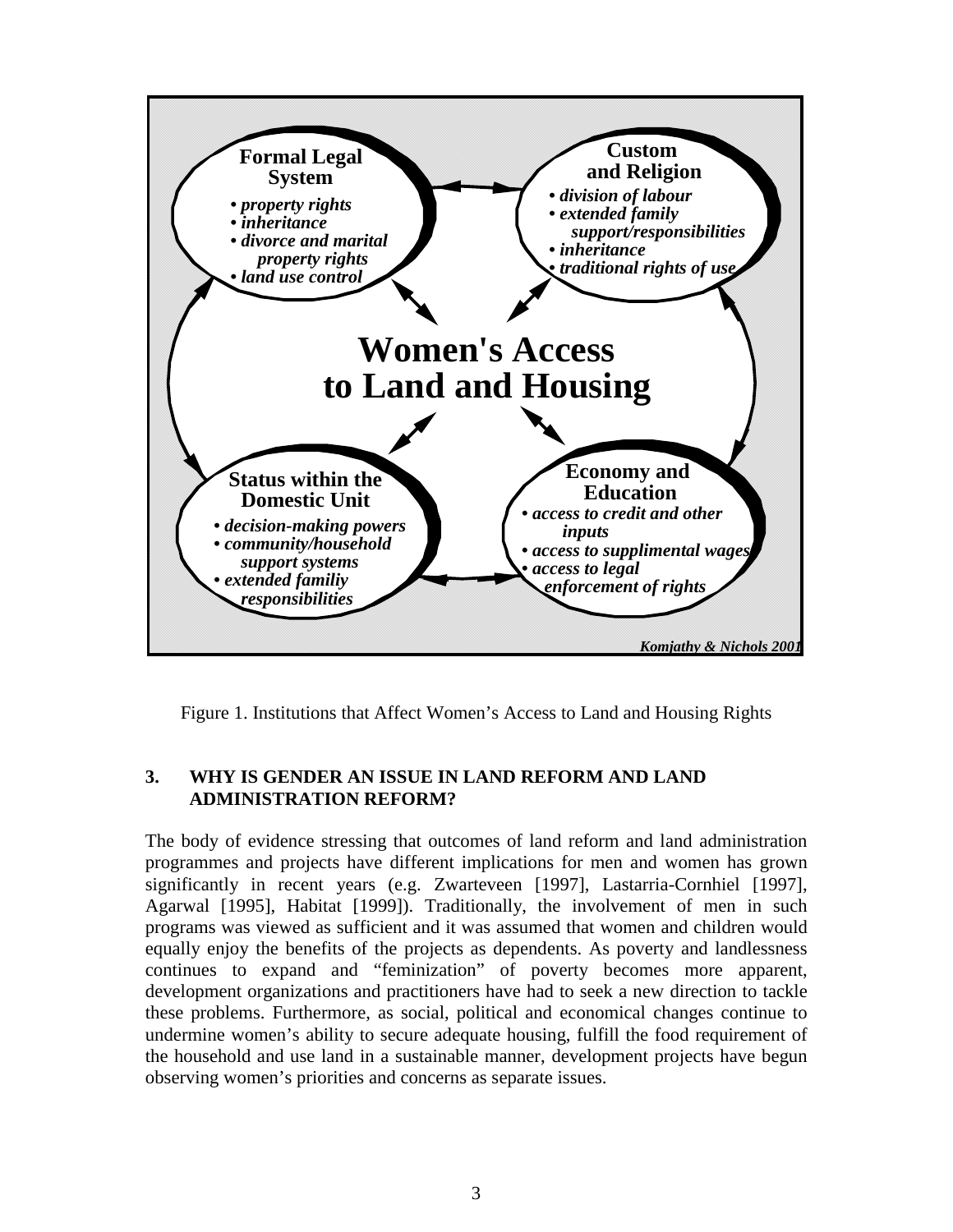**Formal Legal System**
- *property rights*
- *inheritance*
- *divorce and marital property rights*
- *land use control*

**Custom and Religion**
- *division of labour*
- *extended family support/responsibilities*
- *inheritance*
- *traditional rights of use*

**Women's Access to Land and Housing**

**Status within the Domestic Unit**
- *decision-making powers*
- *community/household support systems*
- *extended familiy responsibilities*

**Economy and Education**
- *access to credit and other inputs*
- *access to supplimental wages*
- *access to legal enforcement of rights*

*Komjathy & Nichols 2001*

Figure 1. Institutions that Affect Women's Access to Land and Housing Rights

## 3. WHY IS GENDER AN ISSUE IN LAND REFORM AND LAND ADMINISTRATION REFORM?

The body of evidence stressing that outcomes of land reform and land administration programmes and projects have different implications for men and women has grown significantly in recent years (e.g. Zwarteveen [1997], Lastarria-Cornhiel [1997], Agarwal [1995], Habitat [1999]). Traditionally, the involvement of men in such programs was viewed as sufficient and it was assumed that women and children would equally enjoy the benefits of the projects as dependents. As poverty and landlessness continues to expand and "feminization" of poverty becomes more apparent, development organizations and practitioners have had to seek a new direction to tackle these problems. Furthermore, as social, political and economical changes continue to undermine women's ability to secure adequate housing, fulfill the food requirement of the household and use land in a sustainable manner, development projects have begun observing women's priorities and concerns as separate issues.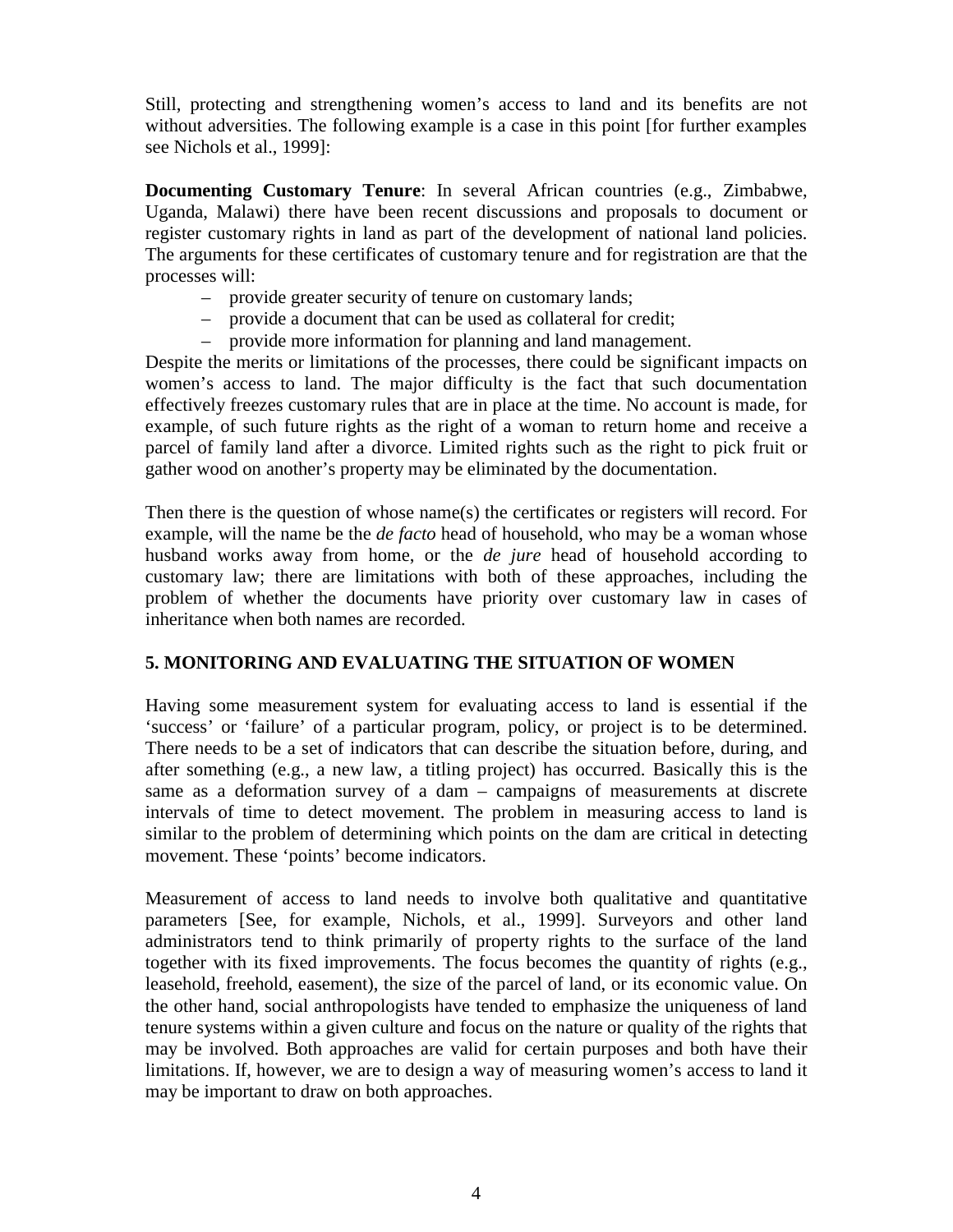Still, protecting and strengthening women's access to land and its benefits are not without adversities. The following example is a case in this point [for further examples see Nichols et al., 1999]:

**Documenting Customary Tenure**: In several African countries (e.g., Zimbabwe, Uganda, Malawi) there have been recent discussions and proposals to document or register customary rights in land as part of the development of national land policies. The arguments for these certificates of customary tenure and for registration are that the processes will:

- provide greater security of tenure on customary lands;
- provide a document that can be used as collateral for credit;
- provide more information for planning and land management.

Despite the merits or limitations of the processes, there could be significant impacts on women's access to land. The major difficulty is the fact that such documentation effectively freezes customary rules that are in place at the time. No account is made, for example, of such future rights as the right of a woman to return home and receive a parcel of family land after a divorce. Limited rights such as the right to pick fruit or gather wood on another's property may be eliminated by the documentation.

Then there is the question of whose name(s) the certificates or registers will record. For example, will the name be the *de facto* head of household, who may be a woman whose husband works away from home, or the *de jure* head of household according to customary law; there are limitations with both of these approaches, including the problem of whether the documents have priority over customary law in cases of inheritance when both names are recorded.

## 5. MONITORING AND EVALUATING THE SITUATION OF WOMEN

Having some measurement system for evaluating access to land is essential if the 'success' or 'failure' of a particular program, policy, or project is to be determined. There needs to be a set of indicators that can describe the situation before, during, and after something (e.g., a new law, a titling project) has occurred. Basically this is the same as a deformation survey of a dam – campaigns of measurements at discrete intervals of time to detect movement. The problem in measuring access to land is similar to the problem of determining which points on the dam are critical in detecting movement. These 'points' become indicators.

Measurement of access to land needs to involve both qualitative and quantitative parameters [See, for example, Nichols, et al., 1999]. Surveyors and other land administrators tend to think primarily of property rights to the surface of the land together with its fixed improvements. The focus becomes the quantity of rights (e.g., leasehold, freehold, easement), the size of the parcel of land, or its economic value. On the other hand, social anthropologists have tended to emphasize the uniqueness of land tenure systems within a given culture and focus on the nature or quality of the rights that may be involved. Both approaches are valid for certain purposes and both have their limitations. If, however, we are to design a way of measuring women's access to land it may be important to draw on both approaches.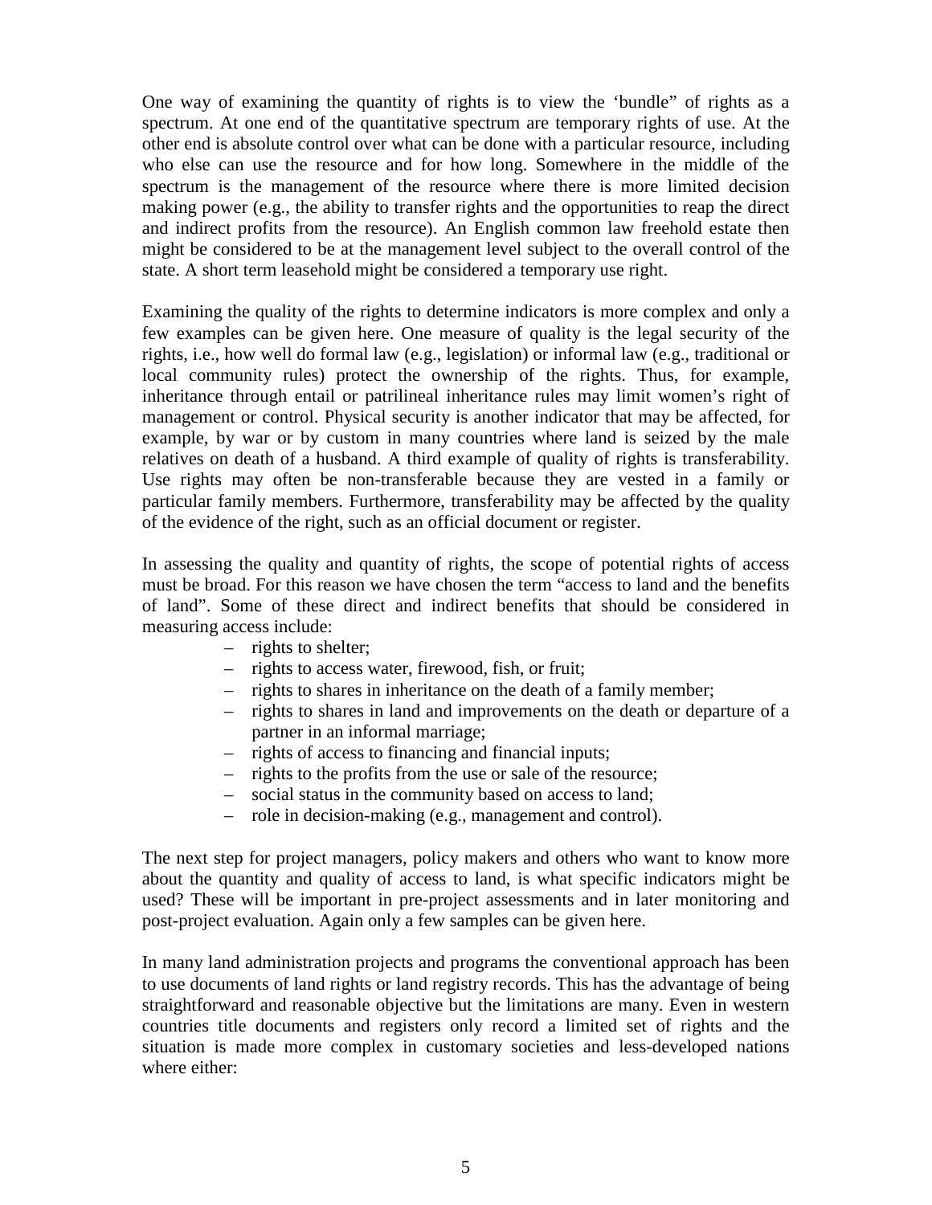One way of examining the quantity of rights is to view the 'bundle" of rights as a spectrum. At one end of the quantitative spectrum are temporary rights of use. At the other end is absolute control over what can be done with a particular resource, including who else can use the resource and for how long. Somewhere in the middle of the spectrum is the management of the resource where there is more limited decision making power (e.g., the ability to transfer rights and the opportunities to reap the direct and indirect profits from the resource). An English common law freehold estate then might be considered to be at the management level subject to the overall control of the state. A short term leasehold might be considered a temporary use right.

Examining the quality of the rights to determine indicators is more complex and only a few examples can be given here. One measure of quality is the legal security of the rights, i.e., how well do formal law (e.g., legislation) or informal law (e.g., traditional or local community rules) protect the ownership of the rights. Thus, for example, inheritance through entail or patrilineal inheritance rules may limit women's right of management or control. Physical security is another indicator that may be affected, for example, by war or by custom in many countries where land is seized by the male relatives on death of a husband. A third example of quality of rights is transferability. Use rights may often be non-transferable because they are vested in a family or particular family members. Furthermore, transferability may be affected by the quality of the evidence of the right, such as an official document or register.

In assessing the quality and quantity of rights, the scope of potential rights of access must be broad. For this reason we have chosen the term "access to land and the benefits of land". Some of these direct and indirect benefits that should be considered in measuring access include:

- rights to shelter;
- rights to access water, firewood, fish, or fruit;
- rights to shares in inheritance on the death of a family member;
- rights to shares in land and improvements on the death or departure of a partner in an informal marriage;
- rights of access to financing and financial inputs;
- rights to the profits from the use or sale of the resource;
- social status in the community based on access to land;
- role in decision-making (e.g., management and control).

The next step for project managers, policy makers and others who want to know more about the quantity and quality of access to land, is what specific indicators might be used? These will be important in pre-project assessments and in later monitoring and post-project evaluation. Again only a few samples can be given here.

In many land administration projects and programs the conventional approach has been to use documents of land rights or land registry records. This has the advantage of being straightforward and reasonable objective but the limitations are many. Even in western countries title documents and registers only record a limited set of rights and the situation is made more complex in customary societies and less-developed nations where either: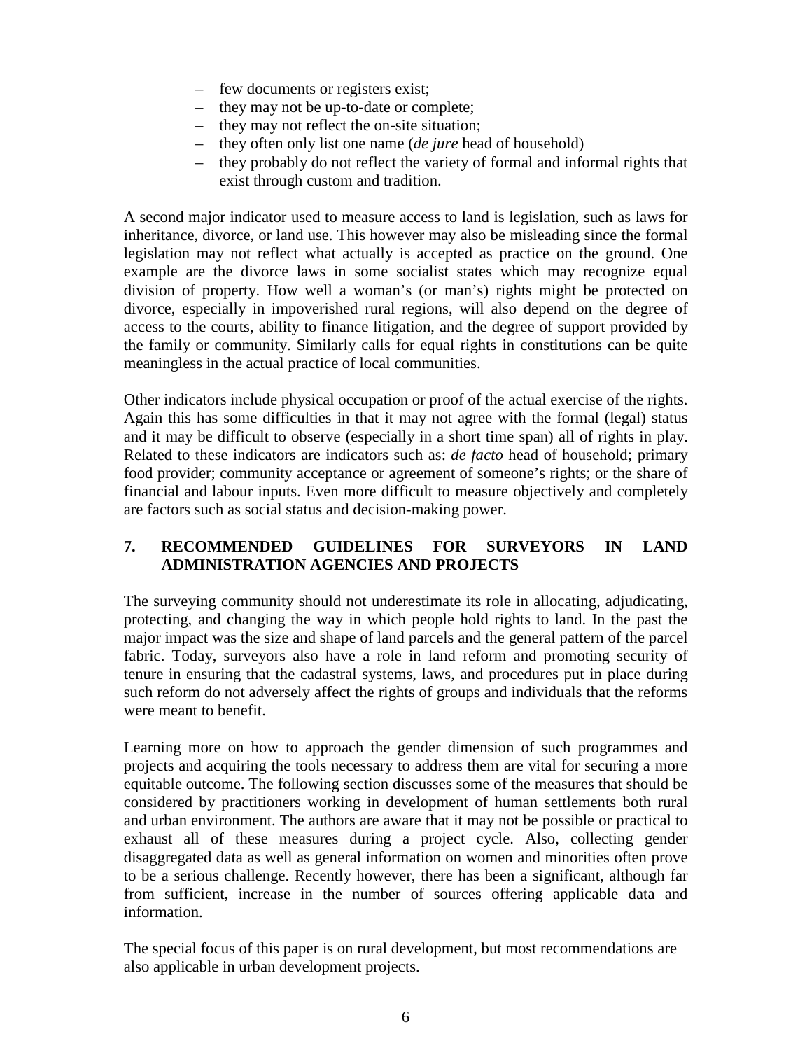- few documents or registers exist;
- they may not be up-to-date or complete;
- they may not reflect the on-site situation;
- they often only list one name (*de jure* head of household)
- they probably do not reflect the variety of formal and informal rights that exist through custom and tradition.

A second major indicator used to measure access to land is legislation, such as laws for inheritance, divorce, or land use. This however may also be misleading since the formal legislation may not reflect what actually is accepted as practice on the ground. One example are the divorce laws in some socialist states which may recognize equal division of property. How well a woman's (or man's) rights might be protected on divorce, especially in impoverished rural regions, will also depend on the degree of access to the courts, ability to finance litigation, and the degree of support provided by the family or community. Similarly calls for equal rights in constitutions can be quite meaningless in the actual practice of local communities.

Other indicators include physical occupation or proof of the actual exercise of the rights. Again this has some difficulties in that it may not agree with the formal (legal) status and it may be difficult to observe (especially in a short time span) all of rights in play. Related to these indicators are indicators such as: *de facto* head of household; primary food provider; community acceptance or agreement of someone's rights; or the share of financial and labour inputs. Even more difficult to measure objectively and completely are factors such as social status and decision-making power.

## 7. RECOMMENDED GUIDELINES FOR SURVEYORS IN LAND ADMINISTRATION AGENCIES AND PROJECTS

The surveying community should not underestimate its role in allocating, adjudicating, protecting, and changing the way in which people hold rights to land. In the past the major impact was the size and shape of land parcels and the general pattern of the parcel fabric. Today, surveyors also have a role in land reform and promoting security of tenure in ensuring that the cadastral systems, laws, and procedures put in place during such reform do not adversely affect the rights of groups and individuals that the reforms were meant to benefit.

Learning more on how to approach the gender dimension of such programmes and projects and acquiring the tools necessary to address them are vital for securing a more equitable outcome. The following section discusses some of the measures that should be considered by practitioners working in development of human settlements both rural and urban environment. The authors are aware that it may not be possible or practical to exhaust all of these measures during a project cycle. Also, collecting gender disaggregated data as well as general information on women and minorities often prove to be a serious challenge. Recently however, there has been a significant, although far from sufficient, increase in the number of sources offering applicable data and information.

The special focus of this paper is on rural development, but most recommendations are also applicable in urban development projects.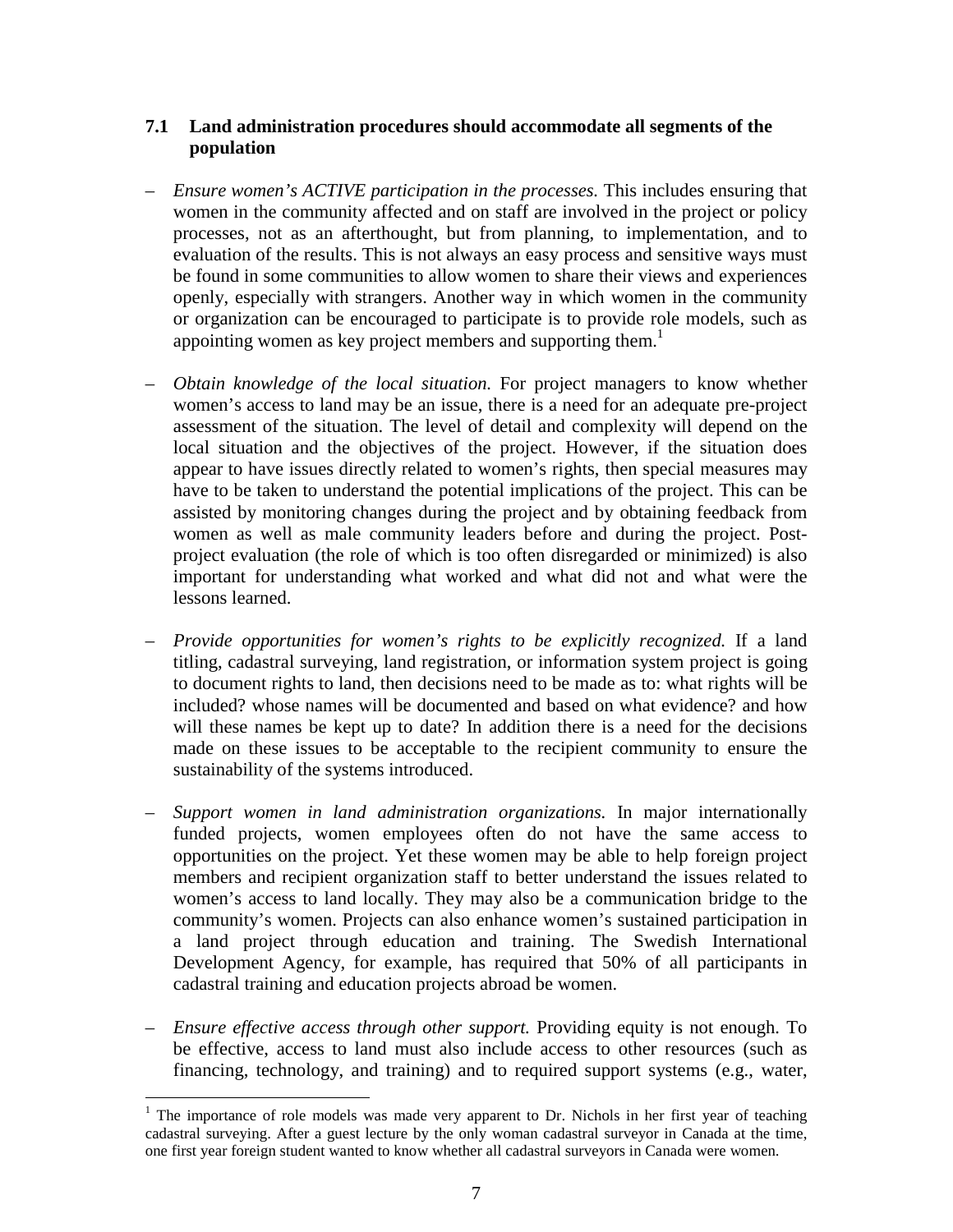### 7.1 Land administration procedures should accommodate all segments of the population

- *Ensure women's ACTIVE participation in the processes.* This includes ensuring that women in the community affected and on staff are involved in the project or policy processes, not as an afterthought, but from planning, to implementation, and to evaluation of the results. This is not always an easy process and sensitive ways must be found in some communities to allow women to share their views and experiences openly, especially with strangers. Another way in which women in the community or organization can be encouraged to participate is to provide role models, such as appointing women as key project members and supporting them.[1]

- *Obtain knowledge of the local situation.* For project managers to know whether women's access to land may be an issue, there is a need for an adequate pre-project assessment of the situation. The level of detail and complexity will depend on the local situation and the objectives of the project. However, if the situation does appear to have issues directly related to women's rights, then special measures may have to be taken to understand the potential implications of the project. This can be assisted by monitoring changes during the project and by obtaining feedback from women as well as male community leaders before and during the project. Post-project evaluation (the role of which is too often disregarded or minimized) is also important for understanding what worked and what did not and what were the lessons learned.

- *Provide opportunities for women's rights to be explicitly recognized.* If a land titling, cadastral surveying, land registration, or information system project is going to document rights to land, then decisions need to be made as to: what rights will be included? whose names will be documented and based on what evidence? and how will these names be kept up to date? In addition there is a need for the decisions made on these issues to be acceptable to the recipient community to ensure the sustainability of the systems introduced.

- *Support women in land administration organizations.* In major internationally funded projects, women employees often do not have the same access to opportunities on the project. Yet these women may be able to help foreign project members and recipient organization staff to better understand the issues related to women's access to land locally. They may also be a communication bridge to the community's women. Projects can also enhance women's sustained participation in a land project through education and training. The Swedish International Development Agency, for example, has required that 50% of all participants in cadastral training and education projects abroad be women.

- *Ensure effective access through other support.* Providing equity is not enough. To be effective, access to land must also include access to other resources (such as financing, technology, and training) and to required support systems (e.g., water,

[1] The importance of role models was made very apparent to Dr. Nichols in her first year of teaching cadastral surveying. After a guest lecture by the only woman cadastral surveyor in Canada at the time, one first year foreign student wanted to know whether all cadastral surveyors in Canada were women.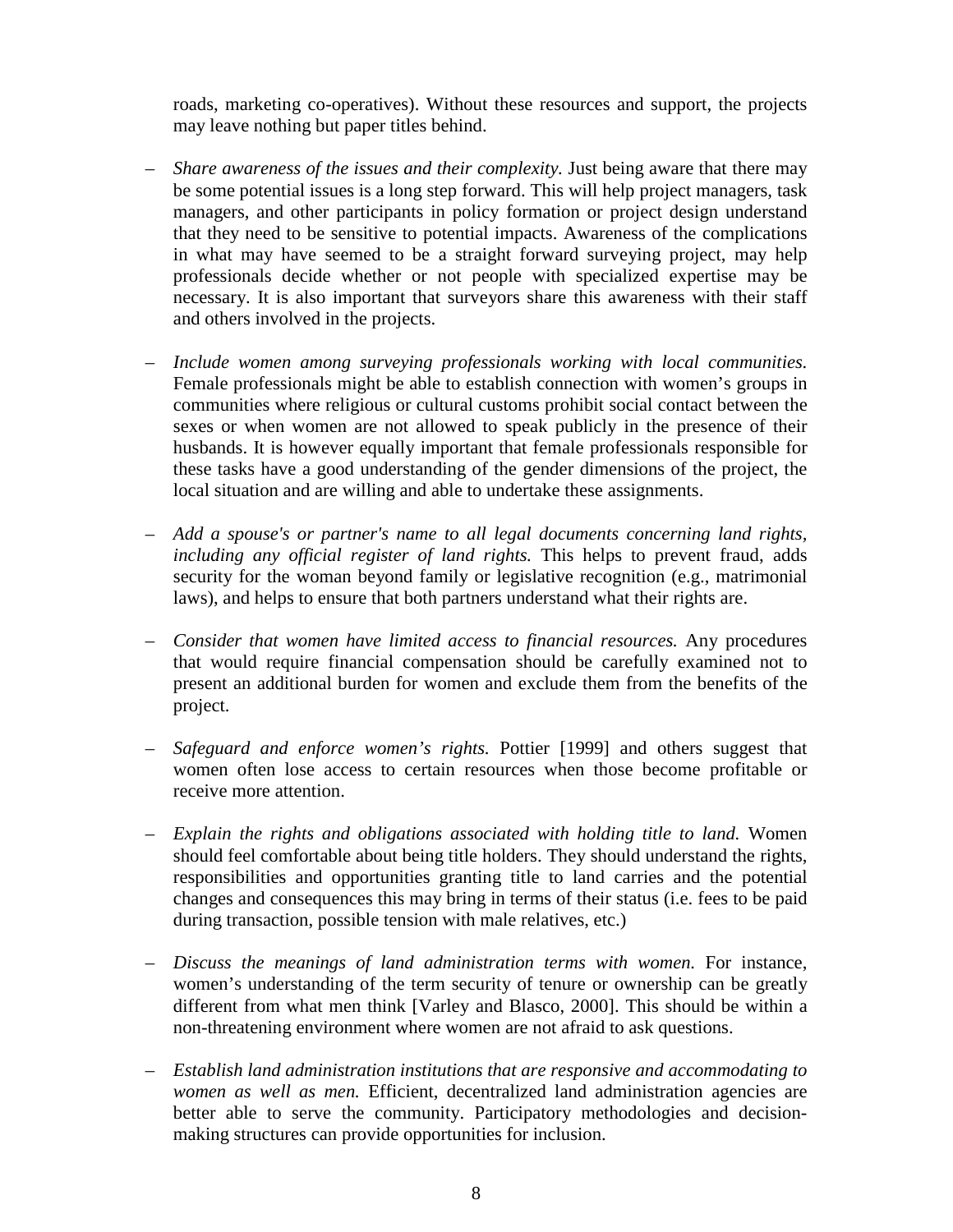roads, marketing co-operatives). Without these resources and support, the projects may leave nothing but paper titles behind.

– *Share awareness of the issues and their complexity.* Just being aware that there may be some potential issues is a long step forward. This will help project managers, task managers, and other participants in policy formation or project design understand that they need to be sensitive to potential impacts. Awareness of the complications in what may have seemed to be a straight forward surveying project, may help professionals decide whether or not people with specialized expertise may be necessary. It is also important that surveyors share this awareness with their staff and others involved in the projects.

– *Include women among surveying professionals working with local communities.* Female professionals might be able to establish connection with women's groups in communities where religious or cultural customs prohibit social contact between the sexes or when women are not allowed to speak publicly in the presence of their husbands. It is however equally important that female professionals responsible for these tasks have a good understanding of the gender dimensions of the project, the local situation and are willing and able to undertake these assignments.

– *Add a spouse's or partner's name to all legal documents concerning land rights, including any official register of land rights.* This helps to prevent fraud, adds security for the woman beyond family or legislative recognition (e.g., matrimonial laws), and helps to ensure that both partners understand what their rights are.

– *Consider that women have limited access to financial resources.* Any procedures that would require financial compensation should be carefully examined not to present an additional burden for women and exclude them from the benefits of the project.

– *Safeguard and enforce women's rights.* Pottier [1999] and others suggest that women often lose access to certain resources when those become profitable or receive more attention.

– *Explain the rights and obligations associated with holding title to land.* Women should feel comfortable about being title holders. They should understand the rights, responsibilities and opportunities granting title to land carries and the potential changes and consequences this may bring in terms of their status (i.e. fees to be paid during transaction, possible tension with male relatives, etc.)

– *Discuss the meanings of land administration terms with women.* For instance, women's understanding of the term security of tenure or ownership can be greatly different from what men think [Varley and Blasco, 2000]. This should be within a non-threatening environment where women are not afraid to ask questions.

– *Establish land administration institutions that are responsive and accommodating to women as well as men.* Efficient, decentralized land administration agencies are better able to serve the community. Participatory methodologies and decision-making structures can provide opportunities for inclusion.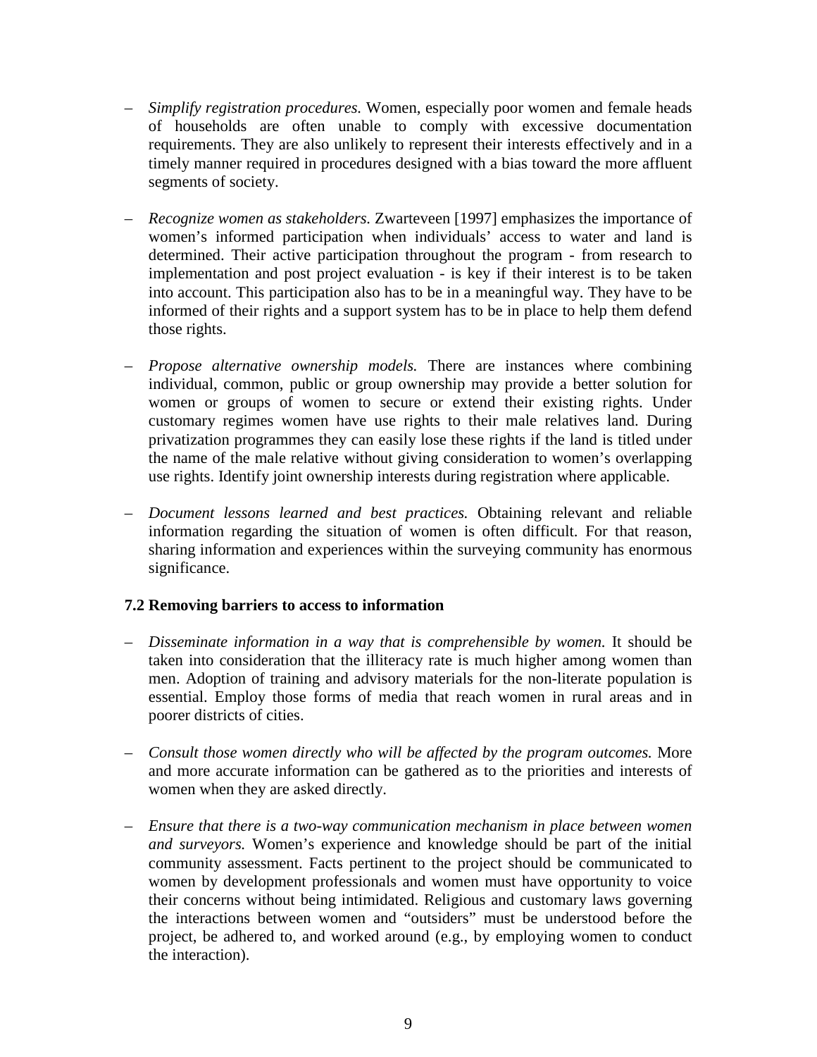- *Simplify registration procedures.* Women, especially poor women and female heads of households are often unable to comply with excessive documentation requirements. They are also unlikely to represent their interests effectively and in a timely manner required in procedures designed with a bias toward the more affluent segments of society.

- *Recognize women as stakeholders.* Zwarteveen [1997] emphasizes the importance of women's informed participation when individuals' access to water and land is determined. Their active participation throughout the program - from research to implementation and post project evaluation - is key if their interest is to be taken into account. This participation also has to be in a meaningful way. They have to be informed of their rights and a support system has to be in place to help them defend those rights.

- *Propose alternative ownership models.* There are instances where combining individual, common, public or group ownership may provide a better solution for women or groups of women to secure or extend their existing rights. Under customary regimes women have use rights to their male relatives land. During privatization programmes they can easily lose these rights if the land is titled under the name of the male relative without giving consideration to women's overlapping use rights. Identify joint ownership interests during registration where applicable.

- *Document lessons learned and best practices.* Obtaining relevant and reliable information regarding the situation of women is often difficult. For that reason, sharing information and experiences within the surveying community has enormous significance.

### 7.2 Removing barriers to access to information

- *Disseminate information in a way that is comprehensible by women.* It should be taken into consideration that the illiteracy rate is much higher among women than men. Adoption of training and advisory materials for the non-literate population is essential. Employ those forms of media that reach women in rural areas and in poorer districts of cities.

- *Consult those women directly who will be affected by the program outcomes.* More and more accurate information can be gathered as to the priorities and interests of women when they are asked directly.

- *Ensure that there is a two-way communication mechanism in place between women and surveyors.* Women's experience and knowledge should be part of the initial community assessment. Facts pertinent to the project should be communicated to women by development professionals and women must have opportunity to voice their concerns without being intimidated. Religious and customary laws governing the interactions between women and "outsiders" must be understood before the project, be adhered to, and worked around (e.g., by employing women to conduct the interaction).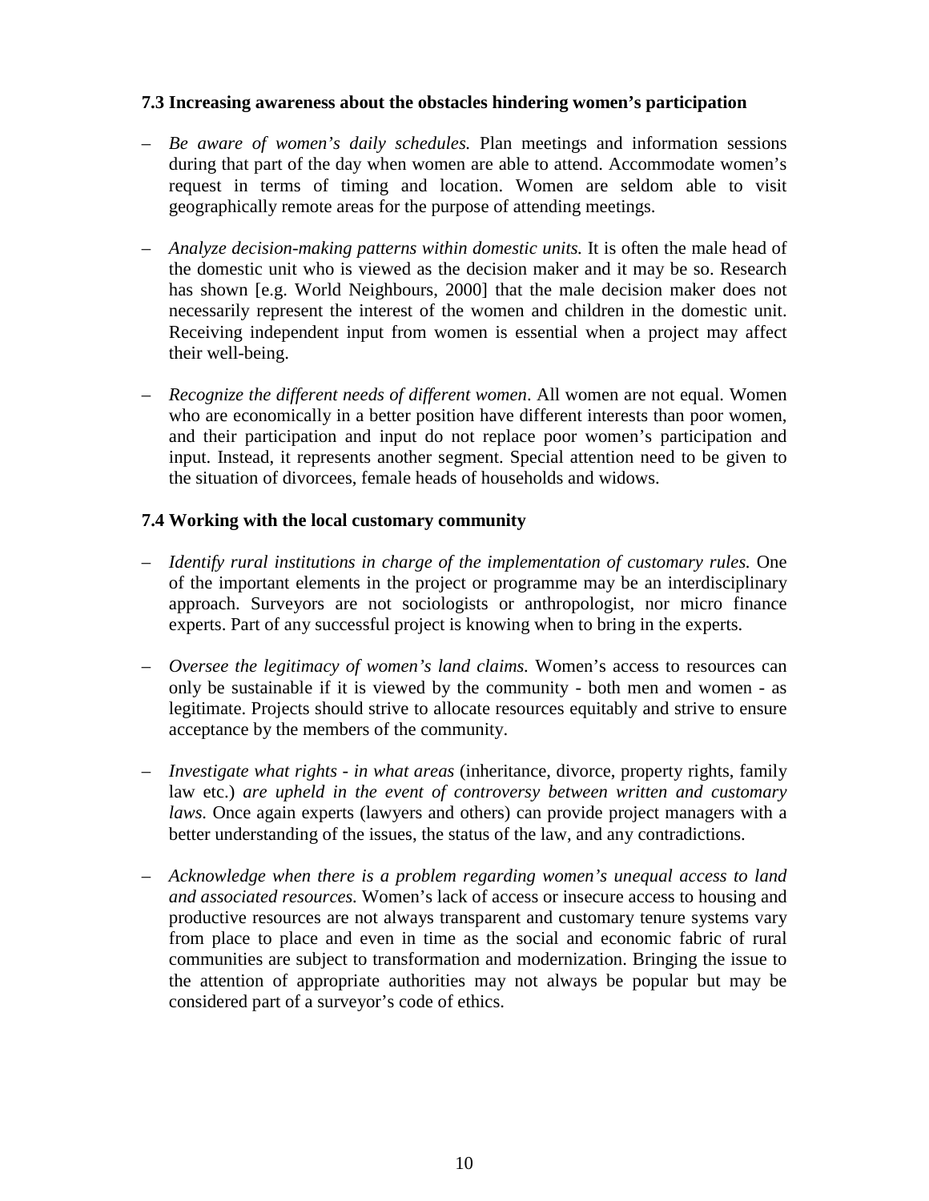### 7.3 Increasing awareness about the obstacles hindering women's participation

– *Be aware of women's daily schedules.* Plan meetings and information sessions during that part of the day when women are able to attend. Accommodate women's request in terms of timing and location. Women are seldom able to visit geographically remote areas for the purpose of attending meetings.

– *Analyze decision-making patterns within domestic units.* It is often the male head of the domestic unit who is viewed as the decision maker and it may be so. Research has shown [e.g. World Neighbours, 2000] that the male decision maker does not necessarily represent the interest of the women and children in the domestic unit. Receiving independent input from women is essential when a project may affect their well-being.

– *Recognize the different needs of different women*. All women are not equal. Women who are economically in a better position have different interests than poor women, and their participation and input do not replace poor women's participation and input. Instead, it represents another segment. Special attention need to be given to the situation of divorcees, female heads of households and widows.

### 7.4 Working with the local customary community

– *Identify rural institutions in charge of the implementation of customary rules.* One of the important elements in the project or programme may be an interdisciplinary approach. Surveyors are not sociologists or anthropologist, nor micro finance experts. Part of any successful project is knowing when to bring in the experts.

– *Oversee the legitimacy of women's land claims.* Women's access to resources can only be sustainable if it is viewed by the community - both men and women - as legitimate. Projects should strive to allocate resources equitably and strive to ensure acceptance by the members of the community.

– *Investigate what rights - in what areas* (inheritance, divorce, property rights, family law etc.) *are upheld in the event of controversy between written and customary laws.* Once again experts (lawyers and others) can provide project managers with a better understanding of the issues, the status of the law, and any contradictions.

– *Acknowledge when there is a problem regarding women's unequal access to land and associated resources.* Women's lack of access or insecure access to housing and productive resources are not always transparent and customary tenure systems vary from place to place and even in time as the social and economic fabric of rural communities are subject to transformation and modernization. Bringing the issue to the attention of appropriate authorities may not always be popular but may be considered part of a surveyor's code of ethics.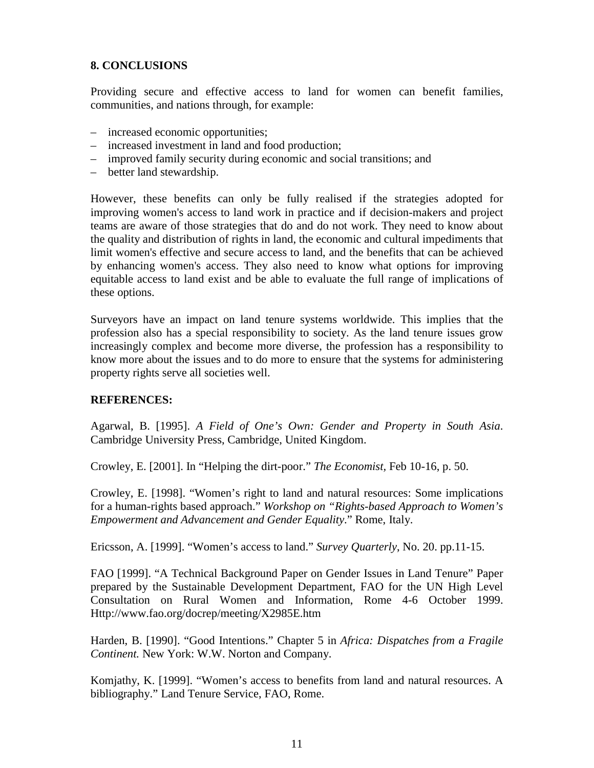## 8. CONCLUSIONS

Providing secure and effective access to land for women can benefit families, communities, and nations through, for example:

- increased economic opportunities;
- increased investment in land and food production;
- improved family security during economic and social transitions; and
- better land stewardship.

However, these benefits can only be fully realised if the strategies adopted for improving women's access to land work in practice and if decision-makers and project teams are aware of those strategies that do and do not work. They need to know about the quality and distribution of rights in land, the economic and cultural impediments that limit women's effective and secure access to land, and the benefits that can be achieved by enhancing women's access. They also need to know what options for improving equitable access to land exist and be able to evaluate the full range of implications of these options.

Surveyors have an impact on land tenure systems worldwide. This implies that the profession also has a special responsibility to society. As the land tenure issues grow increasingly complex and become more diverse, the profession has a responsibility to know more about the issues and to do more to ensure that the systems for administering property rights serve all societies well.

## REFERENCES:

Agarwal, B. [1995]. *A Field of One's Own: Gender and Property in South Asia*. Cambridge University Press, Cambridge, United Kingdom.

Crowley, E. [2001]. In "Helping the dirt-poor." *The Economist*, Feb 10-16, p. 50.

Crowley, E. [1998]. "Women's right to land and natural resources: Some implications for a human-rights based approach." *Workshop on "Rights-based Approach to Women's Empowerment and Advancement and Gender Equality*." Rome, Italy.

Ericsson, A. [1999]. "Women's access to land." *Survey Quarterly*, No. 20. pp.11-15.

FAO [1999]. "A Technical Background Paper on Gender Issues in Land Tenure" Paper prepared by the Sustainable Development Department, FAO for the UN High Level Consultation on Rural Women and Information, Rome 4-6 October 1999. Http://www.fao.org/docrep/meeting/X2985E.htm

Harden, B. [1990]. "Good Intentions." Chapter 5 in *Africa: Dispatches from a Fragile Continent.* New York: W.W. Norton and Company.

Komjathy, K. [1999]. "Women's access to benefits from land and natural resources. A bibliography." Land Tenure Service, FAO, Rome.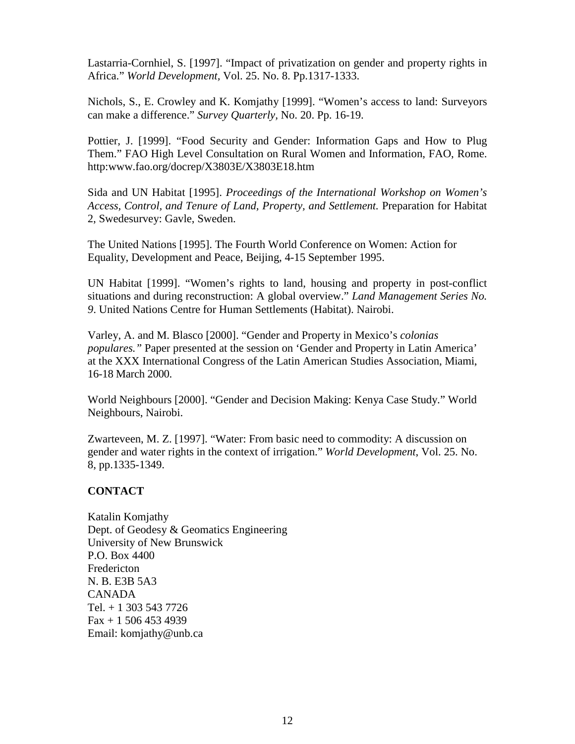Lastarria-Cornhiel, S. [1997]. "Impact of privatization on gender and property rights in Africa." *World Development*, Vol. 25. No. 8. Pp.1317-1333.

Nichols, S., E. Crowley and K. Komjathy [1999]. "Women's access to land: Surveyors can make a difference." *Survey Quarterly*, No. 20. Pp. 16-19.

Pottier, J. [1999]. "Food Security and Gender: Information Gaps and How to Plug Them." FAO High Level Consultation on Rural Women and Information, FAO, Rome. http:www.fao.org/docrep/X3803E/X3803E18.htm

Sida and UN Habitat [1995]. *Proceedings of the International Workshop on Women's Access, Control, and Tenure of Land, Property, and Settlement.* Preparation for Habitat 2, Swedesurvey: Gavle, Sweden.

The United Nations [1995]. The Fourth World Conference on Women: Action for Equality, Development and Peace, Beijing, 4-15 September 1995.

UN Habitat [1999]. "Women's rights to land, housing and property in post-conflict situations and during reconstruction: A global overview." *Land Management Series No. 9*. United Nations Centre for Human Settlements (Habitat). Nairobi.

Varley, A. and M. Blasco [2000]. "Gender and Property in Mexico's *colonias populares."* Paper presented at the session on 'Gender and Property in Latin America' at the XXX International Congress of the Latin American Studies Association, Miami, 16-18 March 2000.

World Neighbours [2000]. "Gender and Decision Making: Kenya Case Study." World Neighbours, Nairobi.

Zwarteveen, M. Z. [1997]. "Water: From basic need to commodity: A discussion on gender and water rights in the context of irrigation." *World Development*, Vol. 25. No. 8, pp.1335-1349.

**CONTACT**

Katalin Komjathy
Dept. of Geodesy & Geomatics Engineering
University of New Brunswick
P.O. Box 4400
Fredericton
N. B. E3B 5A3
CANADA
Tel. + 1 303 543 7726
Fax + 1 506 453 4939
Email: komjathy@unb.ca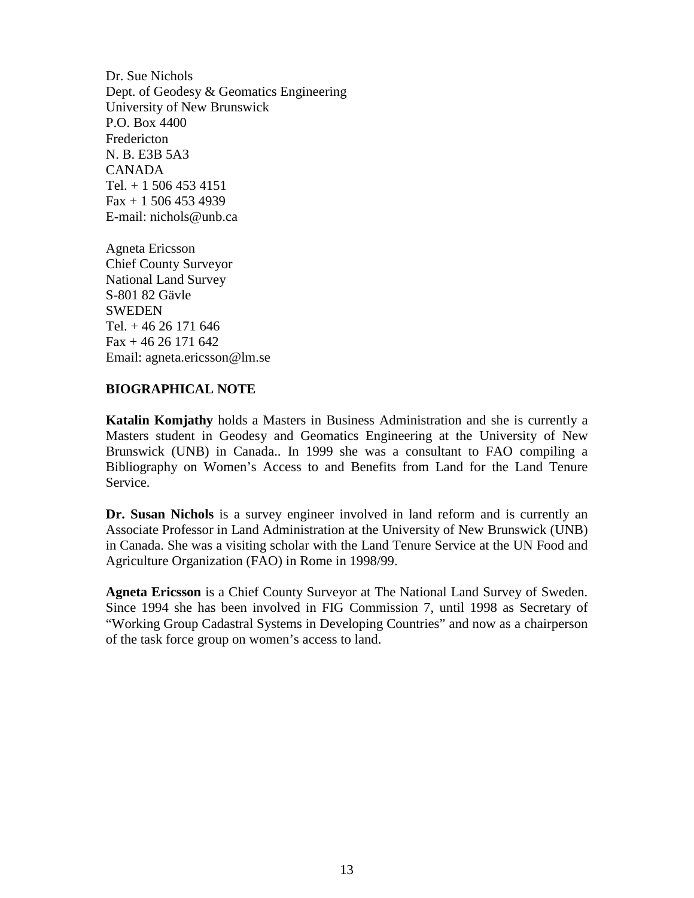Dr. Sue Nichols  
Dept. of Geodesy & Geomatics Engineering  
University of New Brunswick  
P.O. Box 4400  
Fredericton  
N. B. E3B 5A3  
CANADA  
Tel. + 1 506 453 4151  
Fax + 1 506 453 4939  
E-mail: nichols@unb.ca

Agneta Ericsson  
Chief County Surveyor  
National Land Survey  
S-801 82 Gävle  
SWEDEN  
Tel. + 46 26 171 646  
Fax + 46 26 171 642  
Email: agneta.ericsson@lm.se

## BIOGRAPHICAL NOTE

**Katalin Komjathy** holds a Masters in Business Administration and she is currently a Masters student in Geodesy and Geomatics Engineering at the University of New Brunswick (UNB) in Canada.. In 1999 she was a consultant to FAO compiling a Bibliography on Women's Access to and Benefits from Land for the Land Tenure Service.

**Dr. Susan Nichols** is a survey engineer involved in land reform and is currently an Associate Professor in Land Administration at the University of New Brunswick (UNB) in Canada. She was a visiting scholar with the Land Tenure Service at the UN Food and Agriculture Organization (FAO) in Rome in 1998/99.

**Agneta Ericsson** is a Chief County Surveyor at The National Land Survey of Sweden. Since 1994 she has been involved in FIG Commission 7, until 1998 as Secretary of "Working Group Cadastral Systems in Developing Countries" and now as a chairperson of the task force group on women's access to land.